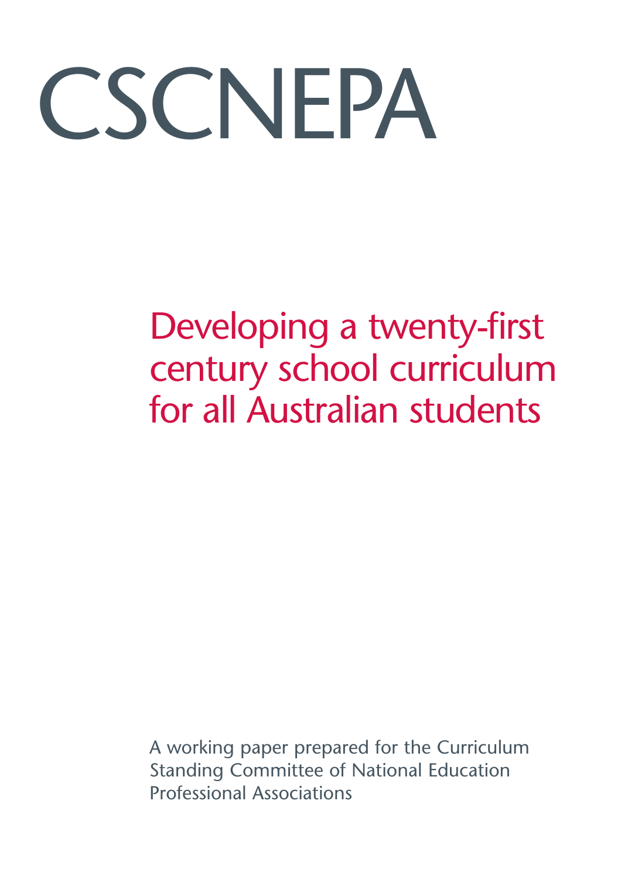# CSCNEPA

## Developing a twenty-first century school curriculum for all Australian students

A working paper prepared for the Curriculum Standing Committee of National Education Professional Associations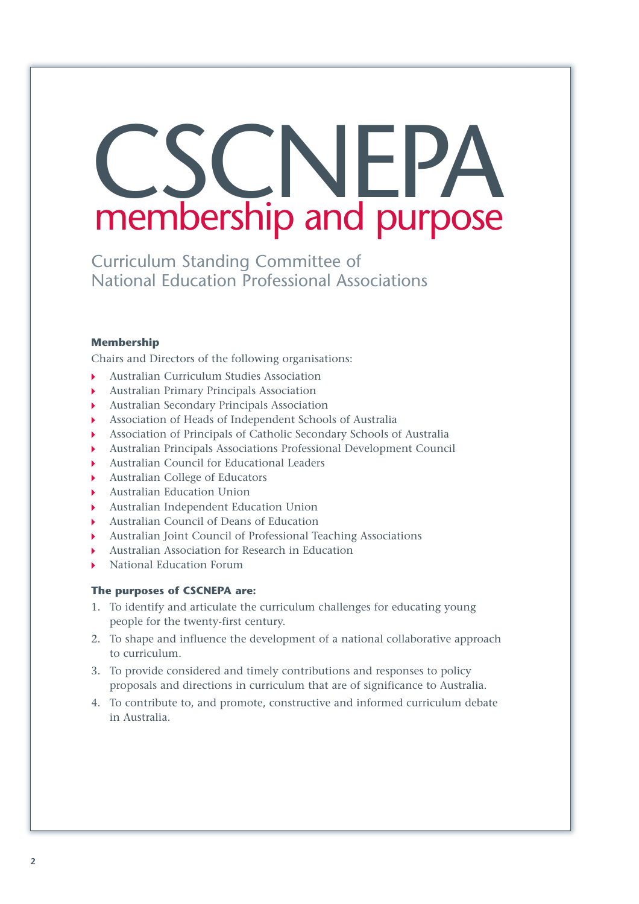# CSCNEPA membership and purpose

## Curriculum Standing Committee of National Education Professional Associations

**Membership**

Chairs and Directors of the following organisations:

- Australian Curriculum Studies Association
- Australian Primary Principals Association
- Australian Secondary Principals Association
- Association of Heads of Independent Schools of Australia
- Association of Principals of Catholic Secondary Schools of Australia
- Australian Principals Associations Professional Development Council
- Australian Council for Educational Leaders
- Australian College of Educators
- Australian Education Union
- Australian Independent Education Union
- Australian Council of Deans of Education
- Australian Joint Council of Professional Teaching Associations
- Australian Association for Research in Education
- National Education Forum

**The purposes of CSCNEPA are:**

1. To identify and articulate the curriculum challenges for educating young people for the twenty-first century.
2. To shape and influence the development of a national collaborative approach to curriculum.
3. To provide considered and timely contributions and responses to policy proposals and directions in curriculum that are of significance to Australia.
4. To contribute to, and promote, constructive and informed curriculum debate in Australia.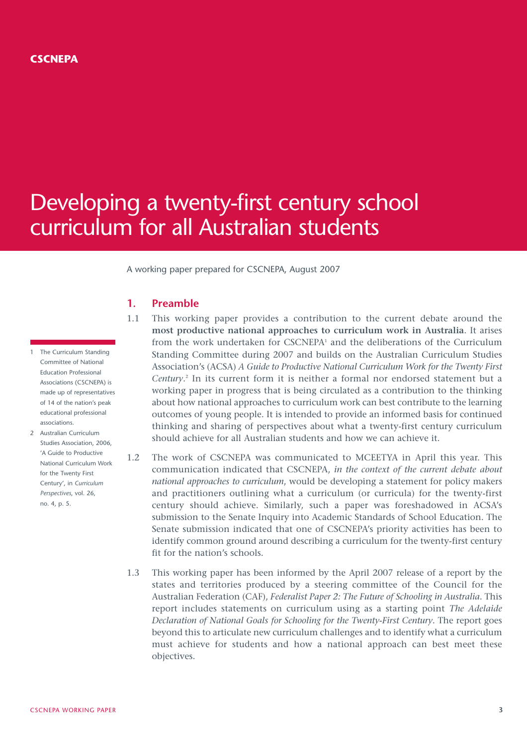CSCNEPA

# Developing a twenty-first century school curriculum for all Australian students

A working paper prepared for CSCNEPA, August 2007

## 1. Preamble

1.1 This working paper provides a contribution to the current debate around the **most productive national approaches to curriculum work in Australia**. It arises from the work undertaken for CSCNEPA[1] and the deliberations of the Curriculum Standing Committee during 2007 and builds on the Australian Curriculum Studies Association's (ACSA) *A Guide to Productive National Curriculum Work for the Twenty First Century*.[2] In its current form it is neither a formal nor endorsed statement but a working paper in progress that is being circulated as a contribution to the thinking about how national approaches to curriculum work can best contribute to the learning outcomes of young people. It is intended to provide an informed basis for continued thinking and sharing of perspectives about what a twenty-first century curriculum should achieve for all Australian students and how we can achieve it.

1.2 The work of CSCNEPA was communicated to MCEETYA in April this year. This communication indicated that CSCNEPA, *in the context of the current debate about national approaches to curriculum*, would be developing a statement for policy makers and practitioners outlining what a curriculum (or curricula) for the twenty-first century should achieve. Similarly, such a paper was foreshadowed in ACSA's submission to the Senate Inquiry into Academic Standards of School Education. The Senate submission indicated that one of CSCNEPA's priority activities has been to identify common ground around describing a curriculum for the twenty-first century fit for the nation's schools.

1.3 This working paper has been informed by the April 2007 release of a report by the states and territories produced by a steering committee of the Council for the Australian Federation (CAF), *Federalist Paper 2: The Future of Schooling in Australia*. This report includes statements on curriculum using as a starting point *The Adelaide Declaration of National Goals for Schooling for the Twenty-First Century*. The report goes beyond this to articulate new curriculum challenges and to identify what a curriculum must achieve for students and how a national approach can best meet these objectives.

---

1 The Curriculum Standing Committee of National Education Professional Associations (CSCNEPA) is made up of representatives of 14 of the nation's peak educational professional associations.

2 Australian Curriculum Studies Association, 2006, 'A Guide to Productive National Curriculum Work for the Twenty First Century', in *Curriculum Perspectives*, vol. 26, no. 4, p. 5.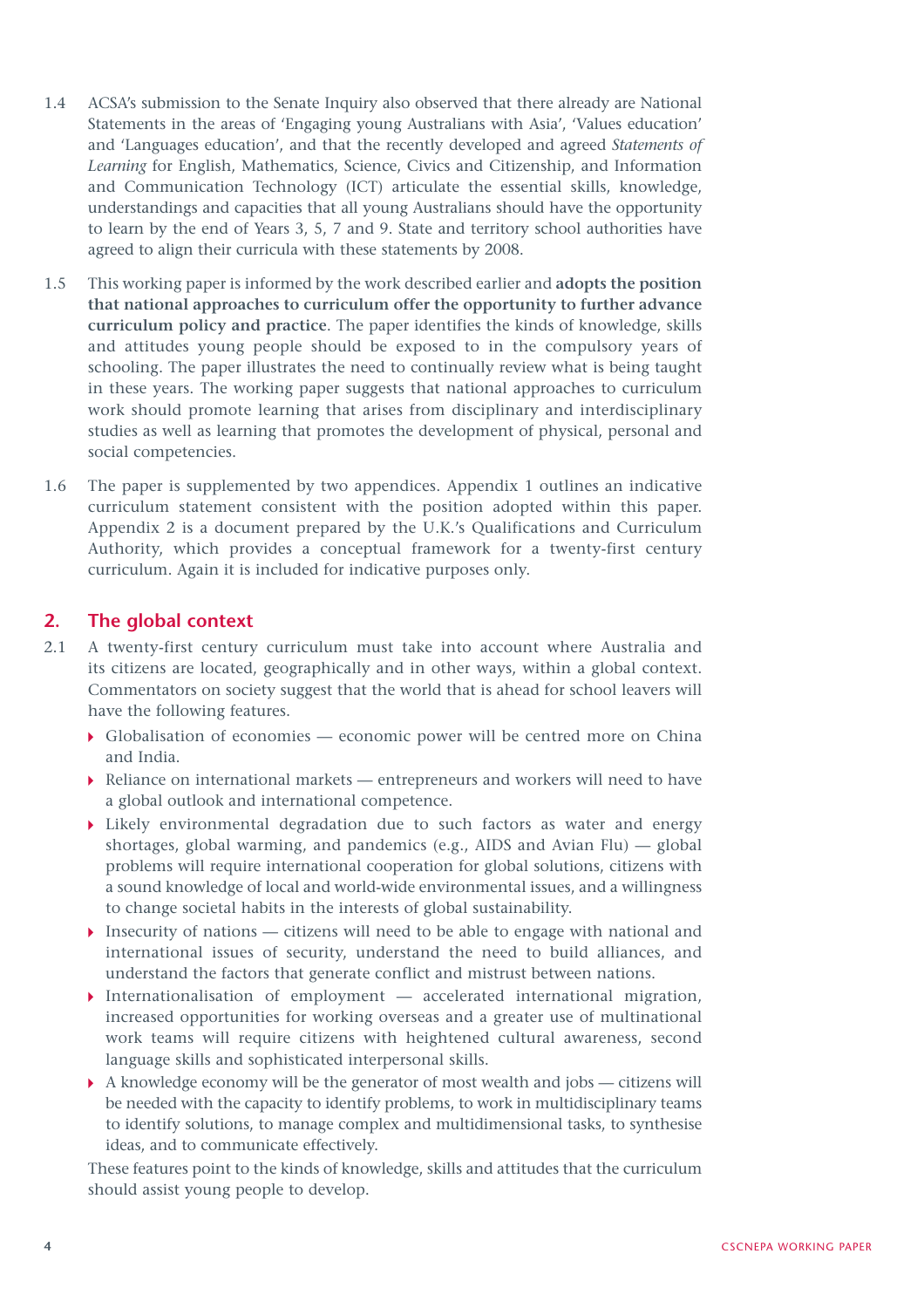1.4 ACSA's submission to the Senate Inquiry also observed that there already are National Statements in the areas of 'Engaging young Australians with Asia', 'Values education' and 'Languages education', and that the recently developed and agreed *Statements of Learning* for English, Mathematics, Science, Civics and Citizenship, and Information and Communication Technology (ICT) articulate the essential skills, knowledge, understandings and capacities that all young Australians should have the opportunity to learn by the end of Years 3, 5, 7 and 9. State and territory school authorities have agreed to align their curricula with these statements by 2008.

1.5 This working paper is informed by the work described earlier and **adopts the position that national approaches to curriculum offer the opportunity to further advance curriculum policy and practice**. The paper identifies the kinds of knowledge, skills and attitudes young people should be exposed to in the compulsory years of schooling. The paper illustrates the need to continually review what is being taught in these years. The working paper suggests that national approaches to curriculum work should promote learning that arises from disciplinary and interdisciplinary studies as well as learning that promotes the development of physical, personal and social competencies.

1.6 The paper is supplemented by two appendices. Appendix 1 outlines an indicative curriculum statement consistent with the position adopted within this paper. Appendix 2 is a document prepared by the U.K.'s Qualifications and Curriculum Authority, which provides a conceptual framework for a twenty-first century curriculum. Again it is included for indicative purposes only.

## 2. The global context

2.1 A twenty-first century curriculum must take into account where Australia and its citizens are located, geographically and in other ways, within a global context. Commentators on society suggest that the world that is ahead for school leavers will have the following features.

- Globalisation of economies — economic power will be centred more on China and India.
- Reliance on international markets — entrepreneurs and workers will need to have a global outlook and international competence.
- Likely environmental degradation due to such factors as water and energy shortages, global warming, and pandemics (e.g., AIDS and Avian Flu) — global problems will require international cooperation for global solutions, citizens with a sound knowledge of local and world-wide environmental issues, and a willingness to change societal habits in the interests of global sustainability.
- Insecurity of nations — citizens will need to be able to engage with national and international issues of security, understand the need to build alliances, and understand the factors that generate conflict and mistrust between nations.
- Internationalisation of employment — accelerated international migration, increased opportunities for working overseas and a greater use of multinational work teams will require citizens with heightened cultural awareness, second language skills and sophisticated interpersonal skills.
- A knowledge economy will be the generator of most wealth and jobs — citizens will be needed with the capacity to identify problems, to work in multidisciplinary teams to identify solutions, to manage complex and multidimensional tasks, to synthesise ideas, and to communicate effectively.

These features point to the kinds of knowledge, skills and attitudes that the curriculum should assist young people to develop.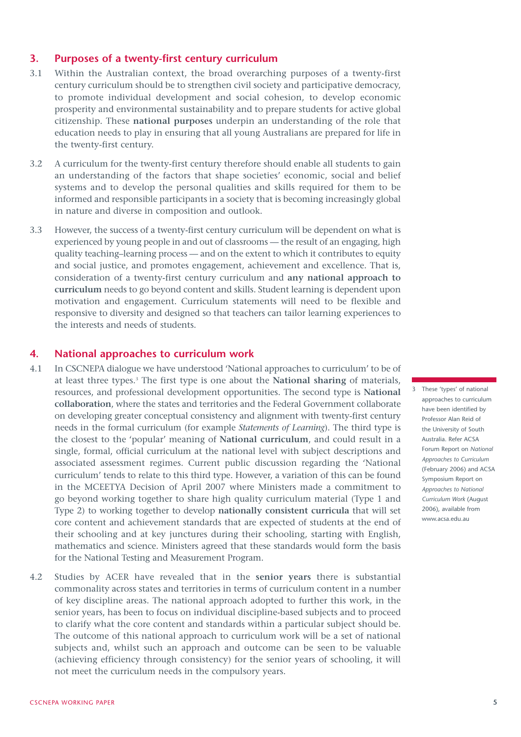## 3. Purposes of a twenty-first century curriculum

3.1 Within the Australian context, the broad overarching purposes of a twenty-first century curriculum should be to strengthen civil society and participative democracy, to promote individual development and social cohesion, to develop economic prosperity and environmental sustainability and to prepare students for active global citizenship. These **national purposes** underpin an understanding of the role that education needs to play in ensuring that all young Australians are prepared for life in the twenty-first century.

3.2 A curriculum for the twenty-first century therefore should enable all students to gain an understanding of the factors that shape societies' economic, social and belief systems and to develop the personal qualities and skills required for them to be informed and responsible participants in a society that is becoming increasingly global in nature and diverse in composition and outlook.

3.3 However, the success of a twenty-first century curriculum will be dependent on what is experienced by young people in and out of classrooms — the result of an engaging, high quality teaching–learning process — and on the extent to which it contributes to equity and social justice, and promotes engagement, achievement and excellence. That is, consideration of a twenty-first century curriculum and **any national approach to curriculum** needs to go beyond content and skills. Student learning is dependent upon motivation and engagement. Curriculum statements will need to be flexible and responsive to diversity and designed so that teachers can tailor learning experiences to the interests and needs of students.

## 4. National approaches to curriculum work

4.1 In CSCNEPA dialogue we have understood 'National approaches to curriculum' to be of at least three types.[3] The first type is one about the **National sharing** of materials, resources, and professional development opportunities. The second type is **National collaboration**, where the states and territories and the Federal Government collaborate on developing greater conceptual consistency and alignment with twenty-first century needs in the formal curriculum (for example *Statements of Learning*). The third type is the closest to the 'popular' meaning of **National curriculum**, and could result in a single, formal, official curriculum at the national level with subject descriptions and associated assessment regimes. Current public discussion regarding the 'National curriculum' tends to relate to this third type. However, a variation of this can be found in the MCEETYA Decision of April 2007 where Ministers made a commitment to go beyond working together to share high quality curriculum material (Type 1 and Type 2) to working together to develop **nationally consistent curricula** that will set core content and achievement standards that are expected of students at the end of their schooling and at key junctures during their schooling, starting with English, mathematics and science. Ministers agreed that these standards would form the basis for the National Testing and Measurement Program.

4.2 Studies by ACER have revealed that in the **senior years** there is substantial commonality across states and territories in terms of curriculum content in a number of key discipline areas. The national approach adopted to further this work, in the senior years, has been to focus on individual discipline-based subjects and to proceed to clarify what the core content and standards within a particular subject should be. The outcome of this national approach to curriculum work will be a set of national subjects and, whilst such an approach and outcome can be seen to be valuable (achieving efficiency through consistency) for the senior years of schooling, it will not meet the curriculum needs in the compulsory years.

---

3 These 'types' of national approaches to curriculum have been identified by Professor Alan Reid of the University of South Australia. Refer ACSA Forum Report on *National Approaches to Curriculum* (February 2006) and ACSA Symposium Report on *Approaches to National Curriculum Work* (August 2006), available from www.acsa.edu.au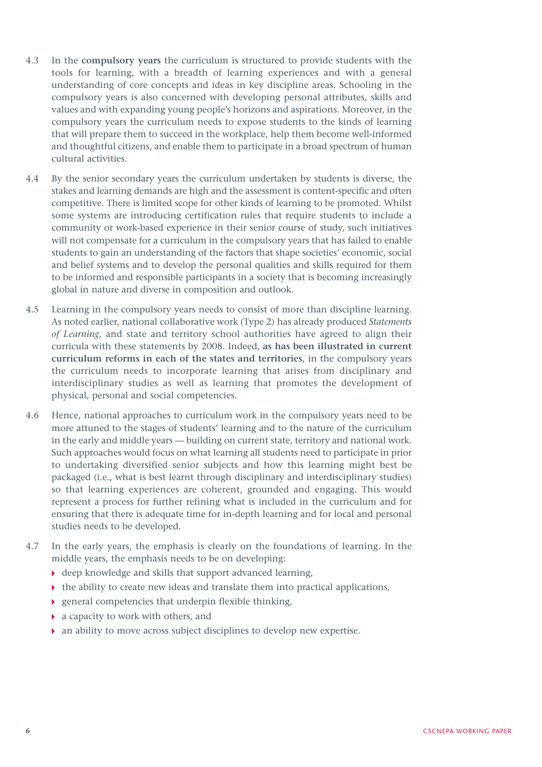4.3 In the **compulsory years** the curriculum is structured to provide students with the tools for learning, with a breadth of learning experiences and with a general understanding of core concepts and ideas in key discipline areas. Schooling in the compulsory years is also concerned with developing personal attributes, skills and values and with expanding young people's horizons and aspirations. Moreover, in the compulsory years the curriculum needs to expose students to the kinds of learning that will prepare them to succeed in the workplace, help them become well-informed and thoughtful citizens, and enable them to participate in a broad spectrum of human cultural activities.

4.4 By the senior secondary years the curriculum undertaken by students is diverse, the stakes and learning demands are high and the assessment is content-specific and often competitive. There is limited scope for other kinds of learning to be promoted. Whilst some systems are introducing certification rules that require students to include a community or work-based experience in their senior course of study, such initiatives will not compensate for a curriculum in the compulsory years that has failed to enable students to gain an understanding of the factors that shape societies' economic, social and belief systems and to develop the personal qualities and skills required for them to be informed and responsible participants in a society that is becoming increasingly global in nature and diverse in composition and outlook.

4.5 Learning in the compulsory years needs to consist of more than discipline learning. As noted earlier, national collaborative work (Type 2) has already produced *Statements of Learning*, and state and territory school authorities have agreed to align their curricula with these statements by 2008. Indeed, **as has been illustrated in current curriculum reforms in each of the states and territories**, in the compulsory years the curriculum needs to incorporate learning that arises from disciplinary and interdisciplinary studies as well as learning that promotes the development of physical, personal and social competencies.

4.6 Hence, national approaches to curriculum work in the compulsory years need to be more attuned to the stages of students' learning and to the nature of the curriculum in the early and middle years — building on current state, territory and national work. Such approaches would focus on what learning all students need to participate in prior to undertaking diversified senior subjects and how this learning might best be packaged (i.e., what is best learnt through disciplinary and interdisciplinary studies) so that learning experiences are coherent, grounded and engaging. This would represent a process for further refining what is included in the curriculum and for ensuring that there is adequate time for in-depth learning and for local and personal studies needs to be developed.

4.7 In the early years, the emphasis is clearly on the foundations of learning. In the middle years, the emphasis needs to be on developing:

- deep knowledge and skills that support advanced learning,
- the ability to create new ideas and translate them into practical applications,
- general competencies that underpin flexible thinking,
- a capacity to work with others, and
- an ability to move across subject disciplines to develop new expertise.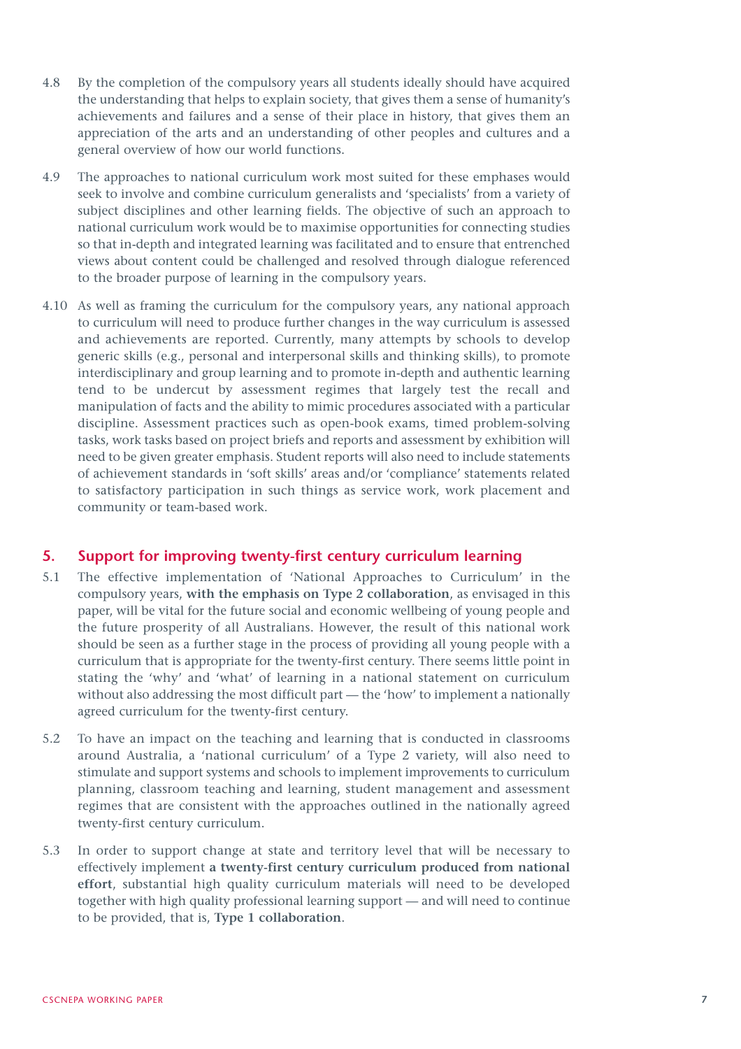4.8 By the completion of the compulsory years all students ideally should have acquired the understanding that helps to explain society, that gives them a sense of humanity's achievements and failures and a sense of their place in history, that gives them an appreciation of the arts and an understanding of other peoples and cultures and a general overview of how our world functions.

4.9 The approaches to national curriculum work most suited for these emphases would seek to involve and combine curriculum generalists and 'specialists' from a variety of subject disciplines and other learning fields. The objective of such an approach to national curriculum work would be to maximise opportunities for connecting studies so that in-depth and integrated learning was facilitated and to ensure that entrenched views about content could be challenged and resolved through dialogue referenced to the broader purpose of learning in the compulsory years.

4.10 As well as framing the curriculum for the compulsory years, any national approach to curriculum will need to produce further changes in the way curriculum is assessed and achievements are reported. Currently, many attempts by schools to develop generic skills (e.g., personal and interpersonal skills and thinking skills), to promote interdisciplinary and group learning and to promote in-depth and authentic learning tend to be undercut by assessment regimes that largely test the recall and manipulation of facts and the ability to mimic procedures associated with a particular discipline. Assessment practices such as open-book exams, timed problem-solving tasks, work tasks based on project briefs and reports and assessment by exhibition will need to be given greater emphasis. Student reports will also need to include statements of achievement standards in 'soft skills' areas and/or 'compliance' statements related to satisfactory participation in such things as service work, work placement and community or team-based work.

## 5. Support for improving twenty-first century curriculum learning

5.1 The effective implementation of 'National Approaches to Curriculum' in the compulsory years, **with the emphasis on Type 2 collaboration**, as envisaged in this paper, will be vital for the future social and economic wellbeing of young people and the future prosperity of all Australians. However, the result of this national work should be seen as a further stage in the process of providing all young people with a curriculum that is appropriate for the twenty-first century. There seems little point in stating the 'why' and 'what' of learning in a national statement on curriculum without also addressing the most difficult part — the 'how' to implement a nationally agreed curriculum for the twenty-first century.

5.2 To have an impact on the teaching and learning that is conducted in classrooms around Australia, a 'national curriculum' of a Type 2 variety, will also need to stimulate and support systems and schools to implement improvements to curriculum planning, classroom teaching and learning, student management and assessment regimes that are consistent with the approaches outlined in the nationally agreed twenty-first century curriculum.

5.3 In order to support change at state and territory level that will be necessary to effectively implement **a twenty-first century curriculum produced from national effort**, substantial high quality curriculum materials will need to be developed together with high quality professional learning support — and will need to continue to be provided, that is, **Type 1 collaboration**.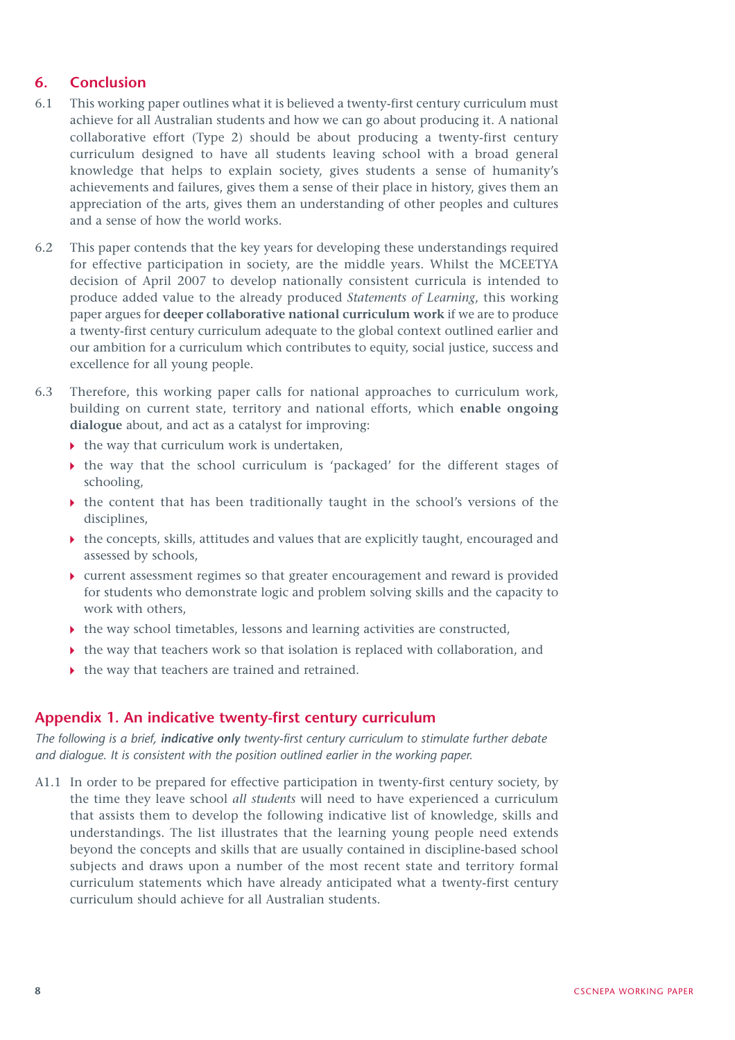## 6. Conclusion

6.1 This working paper outlines what it is believed a twenty-first century curriculum must achieve for all Australian students and how we can go about producing it. A national collaborative effort (Type 2) should be about producing a twenty-first century curriculum designed to have all students leaving school with a broad general knowledge that helps to explain society, gives students a sense of humanity's achievements and failures, gives them a sense of their place in history, gives them an appreciation of the arts, gives them an understanding of other peoples and cultures and a sense of how the world works.

6.2 This paper contends that the key years for developing these understandings required for effective participation in society, are the middle years. Whilst the MCEETYA decision of April 2007 to develop nationally consistent curricula is intended to produce added value to the already produced *Statements of Learning*, this working paper argues for **deeper collaborative national curriculum work** if we are to produce a twenty-first century curriculum adequate to the global context outlined earlier and our ambition for a curriculum which contributes to equity, social justice, success and excellence for all young people.

6.3 Therefore, this working paper calls for national approaches to curriculum work, building on current state, territory and national efforts, which **enable ongoing dialogue** about, and act as a catalyst for improving:

- the way that curriculum work is undertaken,
- the way that the school curriculum is 'packaged' for the different stages of schooling,
- the content that has been traditionally taught in the school's versions of the disciplines,
- the concepts, skills, attitudes and values that are explicitly taught, encouraged and assessed by schools,
- current assessment regimes so that greater encouragement and reward is provided for students who demonstrate logic and problem solving skills and the capacity to work with others,
- the way school timetables, lessons and learning activities are constructed,
- the way that teachers work so that isolation is replaced with collaboration, and
- the way that teachers are trained and retrained.

## Appendix 1. An indicative twenty-first century curriculum

*The following is a brief,* ***indicative only*** *twenty-first century curriculum to stimulate further debate and dialogue. It is consistent with the position outlined earlier in the working paper.*

A1.1 In order to be prepared for effective participation in twenty-first century society, by the time they leave school *all students* will need to have experienced a curriculum that assists them to develop the following indicative list of knowledge, skills and understandings. The list illustrates that the learning young people need extends beyond the concepts and skills that are usually contained in discipline-based school subjects and draws upon a number of the most recent state and territory formal curriculum statements which have already anticipated what a twenty-first century curriculum should achieve for all Australian students.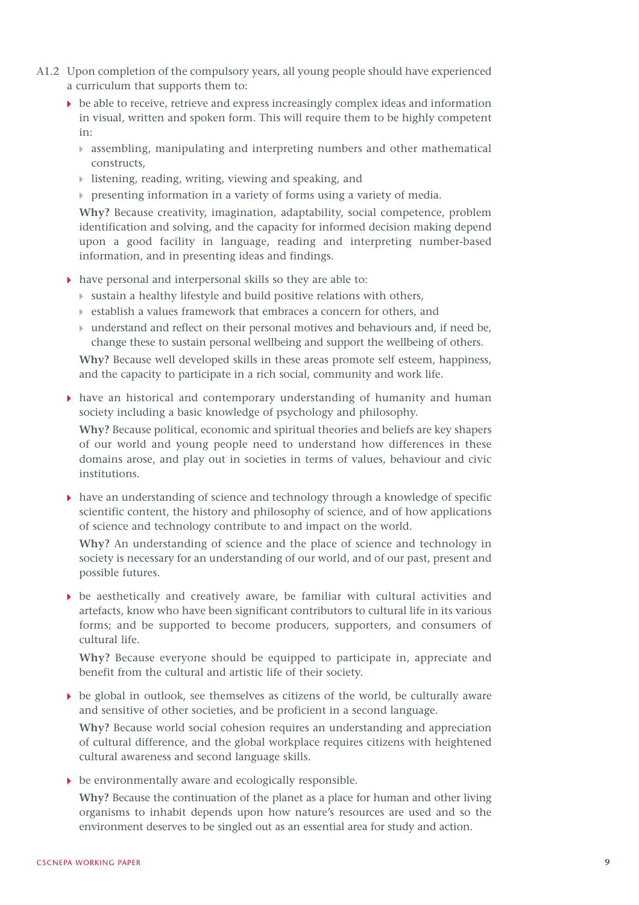A1.2 Upon completion of the compulsory years, all young people should have experienced a curriculum that supports them to:

- be able to receive, retrieve and express increasingly complex ideas and information in visual, written and spoken form. This will require them to be highly competent in:
  - assembling, manipulating and interpreting numbers and other mathematical constructs,
  - listening, reading, writing, viewing and speaking, and
  - presenting information in a variety of forms using a variety of media.

  **Why?** Because creativity, imagination, adaptability, social competence, problem identification and solving, and the capacity for informed decision making depend upon a good facility in language, reading and interpreting number-based information, and in presenting ideas and findings.

- have personal and interpersonal skills so they are able to:
  - sustain a healthy lifestyle and build positive relations with others,
  - establish a values framework that embraces a concern for others, and
  - understand and reflect on their personal motives and behaviours and, if need be, change these to sustain personal wellbeing and support the wellbeing of others.

  **Why?** Because well developed skills in these areas promote self esteem, happiness, and the capacity to participate in a rich social, community and work life.

- have an historical and contemporary understanding of humanity and human society including a basic knowledge of psychology and philosophy.

  **Why?** Because political, economic and spiritual theories and beliefs are key shapers of our world and young people need to understand how differences in these domains arose, and play out in societies in terms of values, behaviour and civic institutions.

- have an understanding of science and technology through a knowledge of specific scientific content, the history and philosophy of science, and of how applications of science and technology contribute to and impact on the world.

  **Why?** An understanding of science and the place of science and technology in society is necessary for an understanding of our world, and of our past, present and possible futures.

- be aesthetically and creatively aware, be familiar with cultural activities and artefacts, know who have been significant contributors to cultural life in its various forms; and be supported to become producers, supporters, and consumers of cultural life.

  **Why?** Because everyone should be equipped to participate in, appreciate and benefit from the cultural and artistic life of their society.

- be global in outlook, see themselves as citizens of the world, be culturally aware and sensitive of other societies, and be proficient in a second language.

  **Why?** Because world social cohesion requires an understanding and appreciation of cultural difference, and the global workplace requires citizens with heightened cultural awareness and second language skills.

- be environmentally aware and ecologically responsible.

  **Why?** Because the continuation of the planet as a place for human and other living organisms to inhabit depends upon how nature's resources are used and so the environment deserves to be singled out as an essential area for study and action.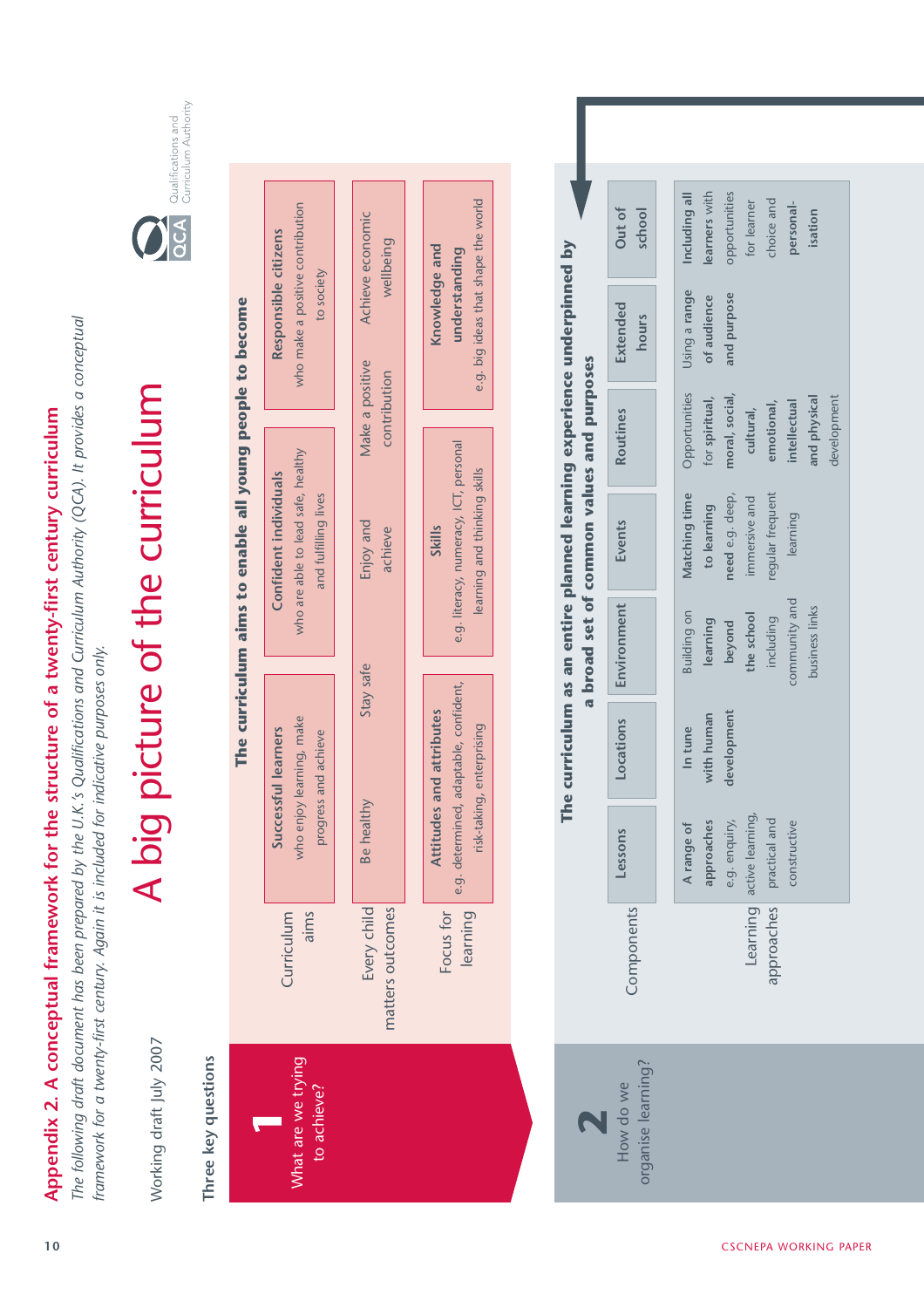## Appendix 2. A conceptual framework for the structure of a twenty-first century curriculum

*The following draft document has been prepared by the U.K.'s Qualifications and Curriculum Authority (QCA). It provides a conceptual framework for a twenty-first century. Again it is included for indicative purposes only.*

Working draft July 2007

# A big picture of the curriculum

QCA Qualifications and Curriculum Authority

### Three key questions

**1 What are we trying to achieve?**

**The curriculum aims to enable all young people to become**

| | | | |
|---|---|---|---|
| Curriculum aims | **Successful learners** who enjoy learning, make progress and achieve | **Confident individuals** who are able to lead safe, healthy and fulfilling lives | **Responsible citizens** who make a positive contribution to society |
| Every child matters outcomes | Be healthy / Stay safe | Enjoy and achieve / Make a positive contribution | Achieve economic wellbeing |
| Focus for learning | **Attitudes and attributes** e.g. determined, adaptable, confident, risk-taking, enterprising | **Skills** e.g. literacy, numeracy, ICT, personal learning and thinking skills | **Knowledge and understanding** e.g. big ideas that shape the world |

**2 How do we organise learning?**

**The curriculum as an entire planned learning experience underpinned by a broad set of common values and purposes**

| Components | Lessons | Locations | Environment | Events | Routines | Extended hours | Out of school |
|---|---|---|---|---|---|---|---|
| Learning approaches | **A range of approaches** e.g. enquiry, active learning, practical and constructive | **In tune with human development** | Building on **learning beyond the school** including community and business links | **Matching time to learning need** e.g. deep, immersive and regular frequent learning | Opportunities **for spiritual, moral, social, cultural, emotional, intellectual and physical** development | Using a **range of audience and purpose** | **Including all learners** with opportunities for learner choice and **personal-isation** |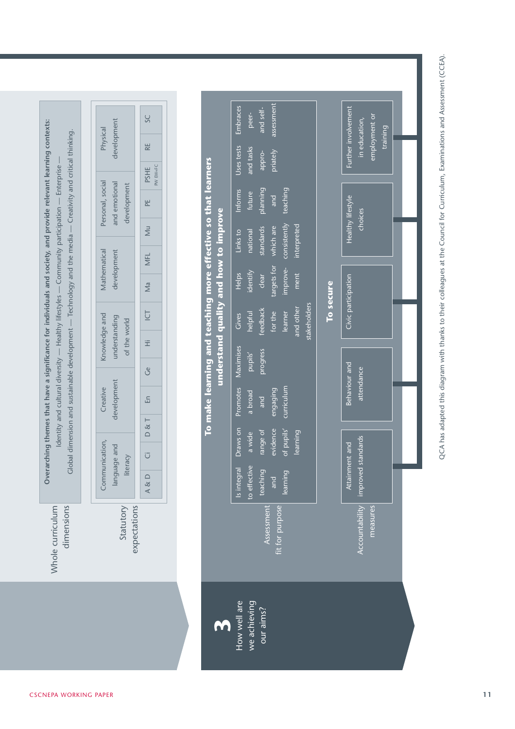## 3 How well are we achieving our aims?

### Whole curriculum dimensions

**Overarching themes that have a significance for individuals and society, and provide relevant learning contexts:**
Identity and cultural diversity — Healthy lifestyles — Community participation — Enterprise —
Global dimension and sustainable development — Technology and the media — Creativity and critical thinking.

### Statutory expectations

| Communication, language and literacy | | Creative development | | Knowledge and understanding of the world | | | Mathematical development | | Personal, social and emotional development | | Physical development | |
|---|---|---|---|---|---|---|---|---|---|---|---|---|
| A & D | Ci | D & T | En | Ge | Hi | ICT | Ma | MFL | Mu | PE | PSHE PW EW+FC | RE | SC |

### To make learning and teaching more effective so that learners understand quality and how to improve

**Assessment fit for purpose**

- Is integral to effective teaching and learning
- Draws on a wide range of evidence of pupils' learning
- Promotes a broad and engaging curriculum
- Maximises pupils' progress
- Gives helpful feedback for the learner and other stakeholders
- Helps identify clear targets for improvement
- Links to national standards which are consistently interpreted
- Informs future planning and teaching
- Uses tests and tasks appropriately
- Embraces peer- and self-assessment

### To secure

**Accountability measures**

- Attainment and improved standards
- Behaviour and attendance
- Civic participation
- Healthy lifestyle choices
- Further involvement in education, employment or training

QCA has adapted this diagram with thanks to their colleagues at the Council for Curriculum, Examinations and Assessment (CCEA).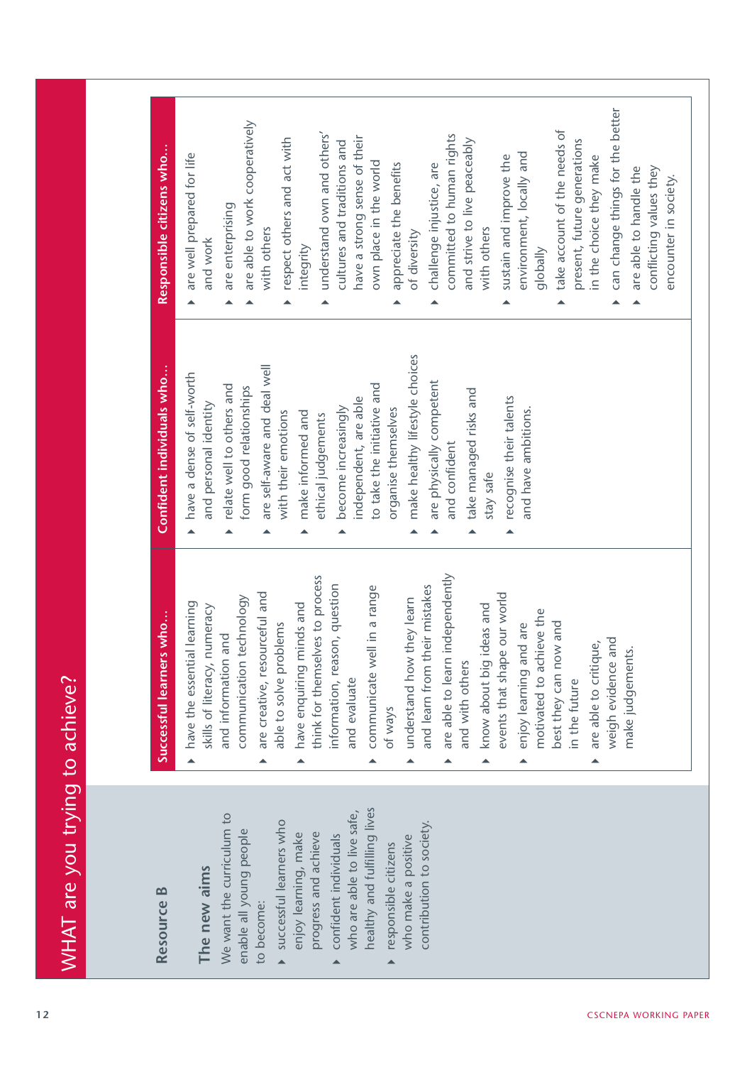# WHAT are you trying to achieve?

## Resource B

### The new aims

We want the curriculum to enable all young people to become:

- successful learners who enjoy learning, make progress and achieve
- confident individuals who are able to live safe, healthy and fulfilling lives
- responsible citizens who make a positive contribution to society.

| Successful learners who… | Confident individuals who… | Responsible citizens who… |
|---|---|---|
| have the essential learning skills of literacy, numeracy and information and communication technology | have a dense of self-worth and personal identity | are well prepared for life and work |
| are creative, resourceful and able to solve problems | relate well to others and form good relationships | are enterprising |
| have enquiring minds and think for themselves to process information, reason, question and evaluate | are self-aware and deal well with their emotions | are able to work cooperatively with others |
| communicate well in a range of ways | make informed and ethical judgements | respect others and act with integrity |
| understand how they learn and learn from their mistakes | become increasingly independent, are able to take the initiative and organise themselves | understand own and others' cultures and traditions and have a strong sense of their own place in the world |
| are able to learn independently and with others | make healthy lifestyle choices | appreciate the benefits of diversity |
| know about big ideas and events that shape our world | are physically competent and confident | challenge injustice, are committed to human rights and strive to live peaceably with others |
| enjoy learning and are motivated to achieve the best they can now and in the future | take managed risks and stay safe | sustain and improve the environment, locally and globally |
| are able to critique, weigh evidence and make judgements. | recognise their talents and have ambitions. | take account of the needs of present, future generations in the choice they make |
| | | can change things for the better |
| | | are able to handle the conflicting values they encounter in society. |